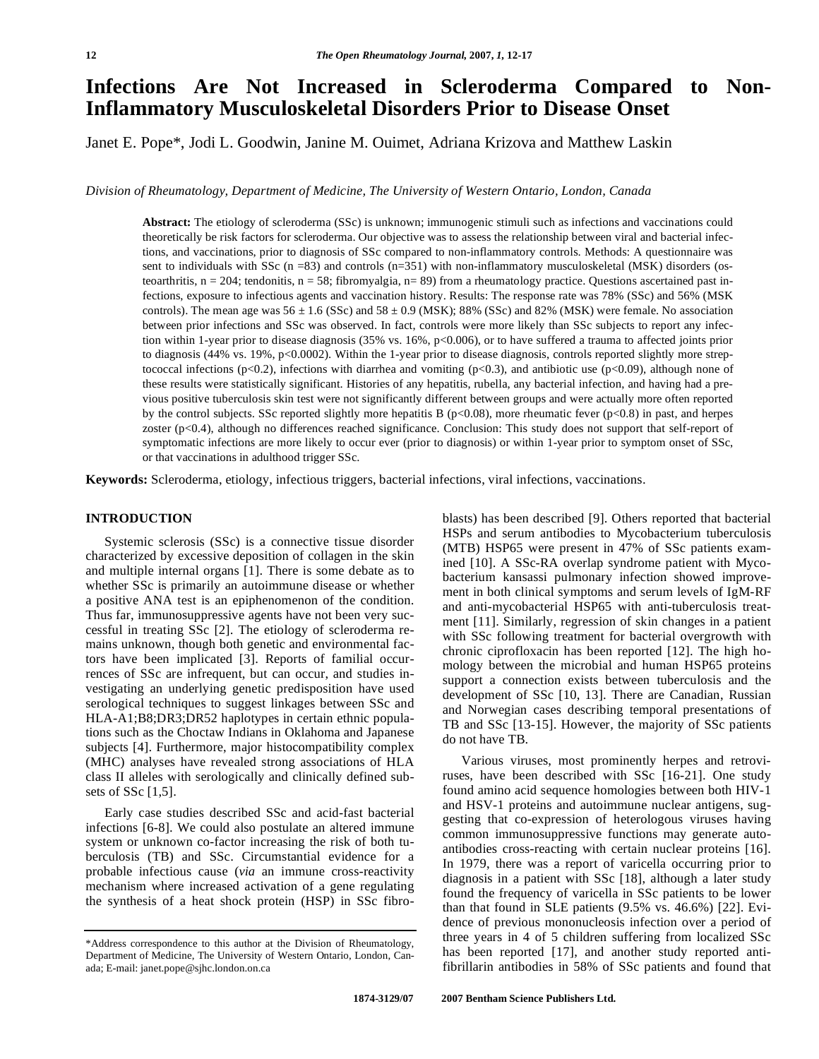# Infections Are Not Increased in Scleroderma Compared to Non-Inflammatory Musculoskeletal Disorders Prior to Disease Onset

Janet E. Pope*, Jodi L. Goodwin, Janine M. Ouimet, Adriana Krizova and Matthew Laskin

*Division of Rheumatology, Department of Medicine, The University of Western Ontario, London, Canada*

**Abstract:** The etiology of scleroderma (SSc) is unknown; immunogenic stimuli such as infections and vaccinations could theoretically be risk factors for scleroderma. Our objective was to assess the relationship between viral and bacterial infections, and vaccinations, prior to diagnosis of SSc compared to non-inflammatory controls. Methods: A questionnaire was sent to individuals with SSc (n =83) and controls (n=351) with non-inflammatory musculoskeletal (MSK) disorders (osteoarthritis, n = 204; tendonitis, n = 58; fibromyalgia, n= 89) from a rheumatology practice. Questions ascertained past infections, exposure to infectious agents and vaccination history. Results: The response rate was 78% (SSc) and 56% (MSK controls). The mean age was 56 ± 1.6 (SSc) and 58 ± 0.9 (MSK); 88% (SSc) and 82% (MSK) were female. No association between prior infections and SSc was observed. In fact, controls were more likely than SSc subjects to report any infection within 1-year prior to disease diagnosis (35% vs. 16%, $p<0.006$), or to have suffered a trauma to affected joints prior to diagnosis (44% vs. 19%, $p<0.0002$). Within the 1-year prior to disease diagnosis, controls reported slightly more streptococcal infections ($p<0.2$), infections with diarrhea and vomiting ($p<0.3$), and antibiotic use ($p<0.09$), although none of these results were statistically significant. Histories of any hepatitis, rubella, any bacterial infection, and having had a previous positive tuberculosis skin test were not significantly different between groups and were actually more often reported by the control subjects. SSc reported slightly more hepatitis B ($p<0.08$), more rheumatic fever ($p<0.8$) in past, and herpes zoster ($p<0.4$), although no differences reached significance. Conclusion: This study does not support that self-report of symptomatic infections are more likely to occur ever (prior to diagnosis) or within 1-year prior to symptom onset of SSc, or that vaccinations in adulthood trigger SSc.

**Keywords:** Scleroderma, etiology, infectious triggers, bacterial infections, viral infections, vaccinations.

## INTRODUCTION

Systemic sclerosis (SSc) is a connective tissue disorder characterized by excessive deposition of collagen in the skin and multiple internal organs [1]. There is some debate as to whether SSc is primarily an autoimmune disease or whether a positive ANA test is an epiphenomenon of the condition. Thus far, immunosuppressive agents have not been very successful in treating SSc [2]. The etiology of scleroderma remains unknown, though both genetic and environmental factors have been implicated [3]. Reports of familial occurrences of SSc are infrequent, but can occur, and studies investigating an underlying genetic predisposition have used serological techniques to suggest linkages between SSc and HLA-A1;B8;DR3;DR52 haplotypes in certain ethnic populations such as the Choctaw Indians in Oklahoma and Japanese subjects [4]. Furthermore, major histocompatibility complex (MHC) analyses have revealed strong associations of HLA class II alleles with serologically and clinically defined subsets of SSc [1,5].

Early case studies described SSc and acid-fast bacterial infections [6-8]. We could also postulate an altered immune system or unknown co-factor increasing the risk of both tuberculosis (TB) and SSc. Circumstantial evidence for a probable infectious cause (*via* an immune cross-reactivity mechanism where increased activation of a gene regulating the synthesis of a heat shock protein (HSP) in SSc fibroblasts) has been described [9]. Others reported that bacterial HSPs and serum antibodies to Mycobacterium tuberculosis (MTB) HSP65 were present in 47% of SSc patients examined [10]. A SSc-RA overlap syndrome patient with Mycobacterium kansassi pulmonary infection showed improvement in both clinical symptoms and serum levels of IgM-RF and anti-mycobacterial HSP65 with anti-tuberculosis treatment [11]. Similarly, regression of skin changes in a patient with SSc following treatment for bacterial overgrowth with chronic ciprofloxacin has been reported [12]. The high homology between the microbial and human HSP65 proteins support a connection exists between tuberculosis and the development of SSc [10, 13]. There are Canadian, Russian and Norwegian cases describing temporal presentations of TB and SSc [13-15]. However, the majority of SSc patients do not have TB.

Various viruses, most prominently herpes and retroviruses, have been described with SSc [16-21]. One study found amino acid sequence homologies between both HIV-1 and HSV-1 proteins and autoimmune nuclear antigens, suggesting that co-expression of heterologous viruses having common immunosuppressive functions may generate autoantibodies cross-reacting with certain nuclear proteins [16]. In 1979, there was a report of varicella occurring prior to diagnosis in a patient with SSc [18], although a later study found the frequency of varicella in SSc patients to be lower than that found in SLE patients (9.5% vs. 46.6%) [22]. Evidence of previous mononucleosis infection over a period of three years in 4 of 5 children suffering from localized SSc has been reported [17], and another study reported anti-fibrillarin antibodies in 58% of SSc patients and found that

*Address correspondence to this author at the Division of Rheumatology, Department of Medicine, The University of Western Ontario, London, Canada; E-mail: janet.pope@sjhc.london.on.ca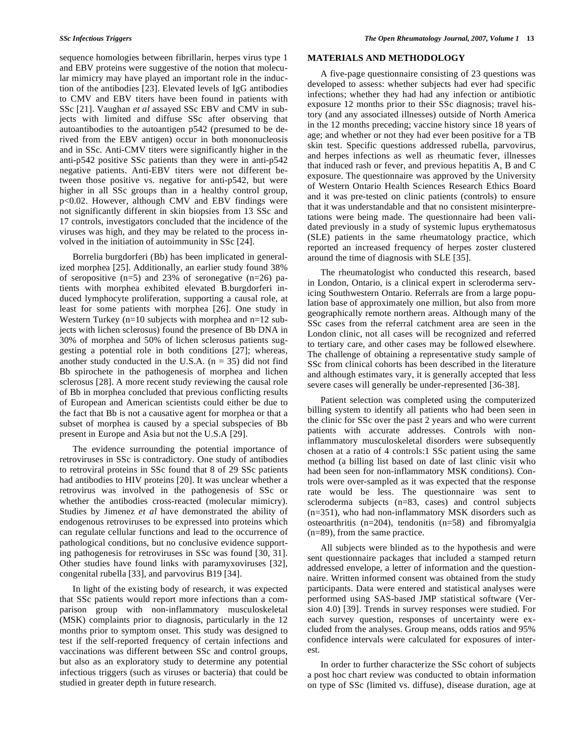sequence homologies between fibrillarin, herpes virus type 1 and EBV proteins were suggestive of the notion that molecular mimicry may have played an important role in the induction of the antibodies [23]. Elevated levels of IgG antibodies to CMV and EBV titers have been found in patients with SSc [21]. Vaughan *et al* assayed SSc EBV and CMV in subjects with limited and diffuse SSc after observing that autoantibodies to the autoantigen p542 (presumed to be derived from the EBV antigen) occur in both mononucleosis and in SSc. Anti-CMV titers were significantly higher in the anti-p542 positive SSc patients than they were in anti-p542 negative patients. Anti-EBV titers were not different between those positive vs. negative for anti-p542, but were higher in all SSc groups than in a healthy control group, $p<0.02$. However, although CMV and EBV findings were not significantly different in skin biopsies from 13 SSc and 17 controls, investigators concluded that the incidence of the viruses was high, and they may be related to the process involved in the initiation of autoimmunity in SSc [24].

Borrelia burgdorferi (Bb) has been implicated in generalized morphea [25]. Additionally, an earlier study found 38% of seropositive (n=5) and 23% of seronegative (n=26) patients with morphea exhibited elevated B.burgdorferi induced lymphocyte proliferation, supporting a causal role, at least for some patients with morphea [26]. One study in Western Turkey (n=10 subjects with morphea and n=12 subjects with lichen sclerosus) found the presence of Bb DNA in 30% of morphea and 50% of lichen sclerosus patients suggesting a potential role in both conditions [27]; whereas, another study conducted in the U.S.A. (n = 35) did not find Bb spirochete in the pathogenesis of morphea and lichen sclerosus [28]. A more recent study reviewing the causal role of Bb in morphea concluded that previous conflicting results of European and American scientists could either be due to the fact that Bb is not a causative agent for morphea or that a subset of morphea is caused by a special subspecies of Bb present in Europe and Asia but not the U.S.A [29].

The evidence surrounding the potential importance of retroviruses in SSc is contradictory. One study of antibodies to retroviral proteins in SSc found that 8 of 29 SSc patients had antibodies to HIV proteins [20]. It was unclear whether a retrovirus was involved in the pathogenesis of SSc or whether the antibodies cross-reacted (molecular mimicry). Studies by Jimenez *et al* have demonstrated the ability of endogenous retroviruses to be expressed into proteins which can regulate cellular functions and lead to the occurrence of pathological conditions, but no conclusive evidence supporting pathogenesis for retroviruses in SSc was found [30, 31]. Other studies have found links with paramyxoviruses [32], congenital rubella [33], and parvovirus B19 [34].

In light of the existing body of research, it was expected that SSc patients would report more infections than a comparison group with non-inflammatory musculoskeletal (MSK) complaints prior to diagnosis, particularly in the 12 months prior to symptom onset. This study was designed to test if the self-reported frequency of certain infections and vaccinations was different between SSc and control groups, but also as an exploratory study to determine any potential infectious triggers (such as viruses or bacteria) that could be studied in greater depth in future research.

## MATERIALS AND METHODOLOGY

A five-page questionnaire consisting of 23 questions was developed to assess: whether subjects had ever had specific infections; whether they had had any infection or antibiotic exposure 12 months prior to their SSc diagnosis; travel history (and any associated illnesses) outside of North America in the 12 months preceding; vaccine history since 18 years of age; and whether or not they had ever been positive for a TB skin test. Specific questions addressed rubella, parvovirus, and herpes infections as well as rheumatic fever, illnesses that induced rash or fever, and previous hepatitis A, B and C exposure. The questionnaire was approved by the University of Western Ontario Health Sciences Research Ethics Board and it was pre-tested on clinic patients (controls) to ensure that it was understandable and that no consistent misinterpretations were being made. The questionnaire had been validated previously in a study of systemic lupus erythematosus (SLE) patients in the same rheumatology practice, which reported an increased frequency of herpes zoster clustered around the time of diagnosis with SLE [35].

The rheumatologist who conducted this research, based in London, Ontario, is a clinical expert in scleroderma servicing Southwestern Ontario. Referrals are from a large population base of approximately one million, but also from more geographically remote northern areas. Although many of the SSc cases from the referral catchment area are seen in the London clinic, not all cases will be recognized and referred to tertiary care, and other cases may be followed elsewhere. The challenge of obtaining a representative study sample of SSc from clinical cohorts has been described in the literature and although estimates vary, it is generally accepted that less severe cases will generally be under-represented [36-38].

Patient selection was completed using the computerized billing system to identify all patients who had been seen in the clinic for SSc over the past 2 years and who were current patients with accurate addresses. Controls with non-inflammatory musculoskeletal disorders were subsequently chosen at a ratio of 4 controls:1 SSc patient using the same method (a billing list based on date of last clinic visit who had been seen for non-inflammatory MSK conditions). Controls were over-sampled as it was expected that the response rate would be less. The questionnaire was sent to scleroderma subjects (n=83, cases) and control subjects (n=351), who had non-inflammatory MSK disorders such as osteoarthritis (n=204), tendonitis (n=58) and fibromyalgia (n=89), from the same practice.

All subjects were blinded as to the hypothesis and were sent questionnaire packages that included a stamped return addressed envelope, a letter of information and the questionnaire. Written informed consent was obtained from the study participants. Data were entered and statistical analyses were performed using SAS-based JMP statistical software (Version 4.0) [39]. Trends in survey responses were studied. For each survey question, responses of uncertainty were excluded from the analyses. Group means, odds ratios and 95% confidence intervals were calculated for exposures of interest.

In order to further characterize the SSc cohort of subjects a post hoc chart review was conducted to obtain information on type of SSc (limited vs. diffuse), disease duration, age at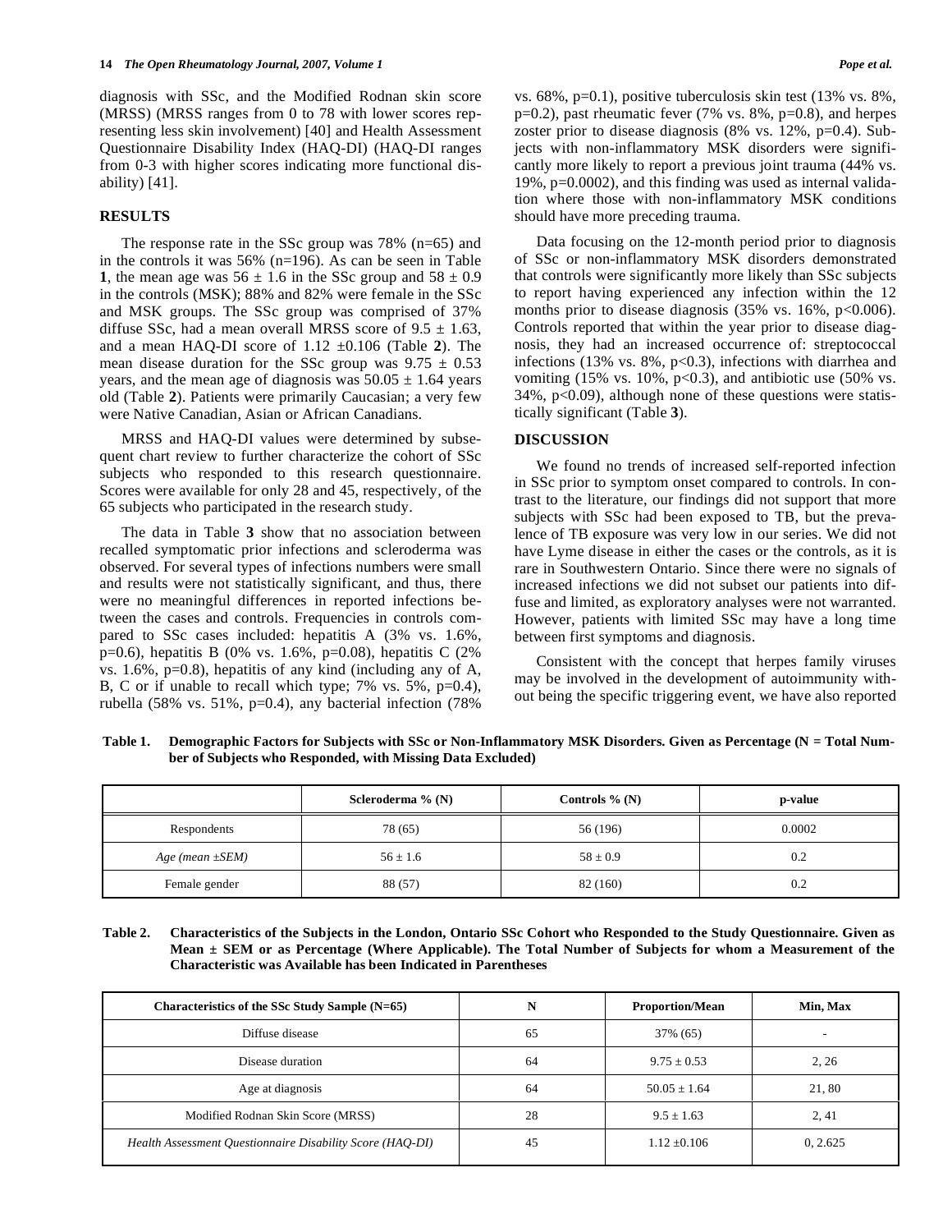diagnosis with SSc, and the Modified Rodnan skin score (MRSS) (MRSS ranges from 0 to 78 with lower scores representing less skin involvement) [40] and Health Assessment Questionnaire Disability Index (HAQ-DI) (HAQ-DI ranges from 0-3 with higher scores indicating more functional disability) [41].

## RESULTS

The response rate in the SSc group was 78% (n=65) and in the controls it was 56% (n=196). As can be seen in Table **1**, the mean age was 56 ± 1.6 in the SSc group and 58 ± 0.9 in the controls (MSK); 88% and 82% were female in the SSc and MSK groups. The SSc group was comprised of 37% diffuse SSc, had a mean overall MRSS score of 9.5 ± 1.63, and a mean HAQ-DI score of 1.12 ±0.106 (Table **2**). The mean disease duration for the SSc group was 9.75 ± 0.53 years, and the mean age of diagnosis was 50.05 ± 1.64 years old (Table **2**). Patients were primarily Caucasian; a very few were Native Canadian, Asian or African Canadians.

MRSS and HAQ-DI values were determined by subsequent chart review to further characterize the cohort of SSc subjects who responded to this research questionnaire. Scores were available for only 28 and 45, respectively, of the 65 subjects who participated in the research study.

The data in Table **3** show that no association between recalled symptomatic prior infections and scleroderma was observed. For several types of infections numbers were small and results were not statistically significant, and thus, there were no meaningful differences in reported infections between the cases and controls. Frequencies in controls compared to SSc cases included: hepatitis A (3% vs. 1.6%, p=0.6), hepatitis B (0% vs. 1.6%, p=0.08), hepatitis C (2% vs. 1.6%, p=0.8), hepatitis of any kind (including any of A, B, C or if unable to recall which type; 7% vs. 5%, p=0.4), rubella (58% vs. 51%, p=0.4), any bacterial infection (78% vs. 68%, p=0.1), positive tuberculosis skin test (13% vs. 8%, p=0.2), past rheumatic fever (7% vs. 8%, p=0.8), and herpes zoster prior to disease diagnosis (8% vs. 12%, p=0.4). Subjects with non-inflammatory MSK disorders were significantly more likely to report a previous joint trauma (44% vs. 19%, p=0.0002), and this finding was used as internal validation where those with non-inflammatory MSK conditions should have more preceding trauma.

Data focusing on the 12-month period prior to diagnosis of SSc or non-inflammatory MSK disorders demonstrated that controls were significantly more likely than SSc subjects to report having experienced any infection within the 12 months prior to disease diagnosis (35% vs. 16%, p<0.006). Controls reported that within the year prior to disease diagnosis, they had an increased occurrence of: streptococcal infections (13% vs. 8%, p<0.3), infections with diarrhea and vomiting (15% vs. 10%, p<0.3), and antibiotic use (50% vs. 34%, p<0.09), although none of these questions were statistically significant (Table **3**).

## DISCUSSION

We found no trends of increased self-reported infection in SSc prior to symptom onset compared to controls. In contrast to the literature, our findings did not support that more subjects with SSc had been exposed to TB, but the prevalence of TB exposure was very low in our series. We did not have Lyme disease in either the cases or the controls, as it is rare in Southwestern Ontario. Since there were no signals of increased infections we did not subset our patients into diffuse and limited, as exploratory analyses were not warranted. However, patients with limited SSc may have a long time between first symptoms and diagnosis.

Consistent with the concept that herpes family viruses may be involved in the development of autoimmunity without being the specific triggering event, we have also reported

**Table 1. Demographic Factors for Subjects with SSc or Non-Inflammatory MSK Disorders. Given as Percentage (N = Total Number of Subjects who Responded, with Missing Data Excluded)**

| | Scleroderma % (N) | Controls % (N) | p-value |
|---|---|---|---|
| Respondents | 78 (65) | 56 (196) | 0.0002 |
| *Age (mean ±SEM)* | 56 ± 1.6 | 58 ± 0.9 | 0.2 |
| Female gender | 88 (57) | 82 (160) | 0.2 |

**Table 2. Characteristics of the Subjects in the London, Ontario SSc Cohort who Responded to the Study Questionnaire. Given as Mean ± SEM or as Percentage (Where Applicable). The Total Number of Subjects for whom a Measurement of the Characteristic was Available has been Indicated in Parentheses**

| Characteristics of the SSc Study Sample (N=65) | N | Proportion/Mean | Min, Max |
|---|---|---|---|
| Diffuse disease | 65 | 37% (65) | - |
| Disease duration | 64 | 9.75 ± 0.53 | 2, 26 |
| Age at diagnosis | 64 | 50.05 ± 1.64 | 21, 80 |
| Modified Rodnan Skin Score (MRSS) | 28 | 9.5 ± 1.63 | 2, 41 |
| *Health Assessment Questionnaire Disability Score (HAQ-DI)* | 45 | 1.12 ±0.106 | 0, 2.625 |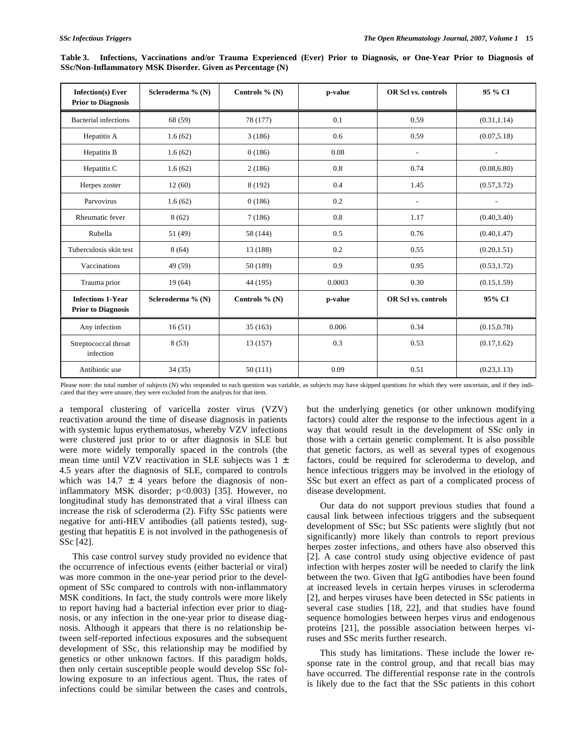**Table 3. Infections, Vaccinations and/or Trauma Experienced (Ever) Prior to Diagnosis, or One-Year Prior to Diagnosis of SSc/Non-Inflammatory MSK Disorder. Given as Percentage (N)**

| Infection(s) Ever Prior to Diagnosis | Scleroderma % (N) | Controls % (N) | p-value | OR Scl vs. controls | 95 % CI |
|---|---|---|---|---|---|
| Bacterial infections | 68 (59) | 78 (177) | 0.1 | 0.59 | (0.31,1.14) |
| Hepatitis A | 1.6 (62) | 3 (186) | 0.6 | 0.59 | (0.07,5.18) |
| Hepatitis B | 1.6 (62) | 0 (186) | 0.08 | - | - |
| Hepatitis C | 1.6 (62) | 2 (186) | 0.8 | 0.74 | (0.08,6.80) |
| Herpes zoster | 12 (60) | 8 (192) | 0.4 | 1.45 | (0.57,3.72) |
| Parvovirus | 1.6 (62) | 0 (186) | 0.2 | - | - |
| Rheumatic fever | 8 (62) | 7 (186) | 0.8 | 1.17 | (0.40,3.40) |
| Rubella | 51 (49) | 58 (144) | 0.5 | 0.76 | (0.40,1.47) |
| Tuberculosis skin test | 8 (64) | 13 (188) | 0.2 | 0.55 | (0.20,1.51) |
| Vaccinations | 49 (59) | 50 (189) | 0.9 | 0.95 | (0.53,1.72) |
| Trauma prior | 19 (64) | 44 (195) | 0.0003 | 0.30 | (0.15,1.59) |
| **Infections 1-Year Prior to Diagnosis** | **Scleroderma % (N)** | **Controls % (N)** | **p-value** | **OR Scl vs. controls** | **95% CI** |
| Any infection | 16 (51) | 35 (163) | 0.006 | 0.34 | (0.15,0.78) |
| Streptococcal throat infection | 8 (53) | 13 (157) | 0.3 | 0.53 | (0.17,1.62) |
| Antibiotic use | 34 (35) | 50 (111) | 0.09 | 0.51 | (0.23,1.13) |

Please note: the total number of subjects (N) who responded to each question was variable, as subjects may have skipped questions for which they were uncertain, and if they indicated that they were unsure, they were excluded from the analysis for that item.

a temporal clustering of varicella zoster virus (VZV) reactivation around the time of disease diagnosis in patients with systemic lupus erythematosus, whereby VZV infections were clustered just prior to or after diagnosis in SLE but were more widely temporally spaced in the controls (the mean time until VZV reactivation in SLE subjects was $1 \pm 4.5$ years after the diagnosis of SLE, compared to controls which was $14.7 \pm 4$ years before the diagnosis of non-inflammatory MSK disorder; $p<0.003$) [35]. However, no longitudinal study has demonstrated that a viral illness can increase the risk of scleroderma (2). Fifty SSc patients were negative for anti-HEV antibodies (all patients tested), suggesting that hepatitis E is not involved in the pathogenesis of SSc [42].

This case control survey study provided no evidence that the occurrence of infectious events (either bacterial or viral) was more common in the one-year period prior to the development of SSc compared to controls with non-inflammatory MSK conditions. In fact, the study controls were more likely to report having had a bacterial infection ever prior to diagnosis, or any infection in the one-year prior to disease diagnosis. Although it appears that there is no relationship between self-reported infectious exposures and the subsequent development of SSc, this relationship may be modified by genetics or other unknown factors. If this paradigm holds, then only certain susceptible people would develop SSc following exposure to an infectious agent. Thus, the rates of infections could be similar between the cases and controls, but the underlying genetics (or other unknown modifying factors) could alter the response to the infectious agent in a way that would result in the development of SSc only in those with a certain genetic complement. It is also possible that genetic factors, as well as several types of exogenous factors, could be required for scleroderma to develop, and hence infectious triggers may be involved in the etiology of SSc but exert an effect as part of a complicated process of disease development.

Our data do not support previous studies that found a causal link between infectious triggers and the subsequent development of SSc; but SSc patients were slightly (but not significantly) more likely than controls to report previous herpes zoster infections, and others have also observed this [2]. A case control study using objective evidence of past infection with herpes zoster will be needed to clarify the link between the two. Given that IgG antibodies have been found at increased levels in certain herpes viruses in scleroderma [2], and herpes viruses have been detected in SSc patients in several case studies [18, 22], and that studies have found sequence homologies between herpes virus and endogenous proteins [21], the possible association between herpes viruses and SSc merits further research.

This study has limitations. These include the lower response rate in the control group, and that recall bias may have occurred. The differential response rate in the controls is likely due to the fact that the SSc patients in this cohort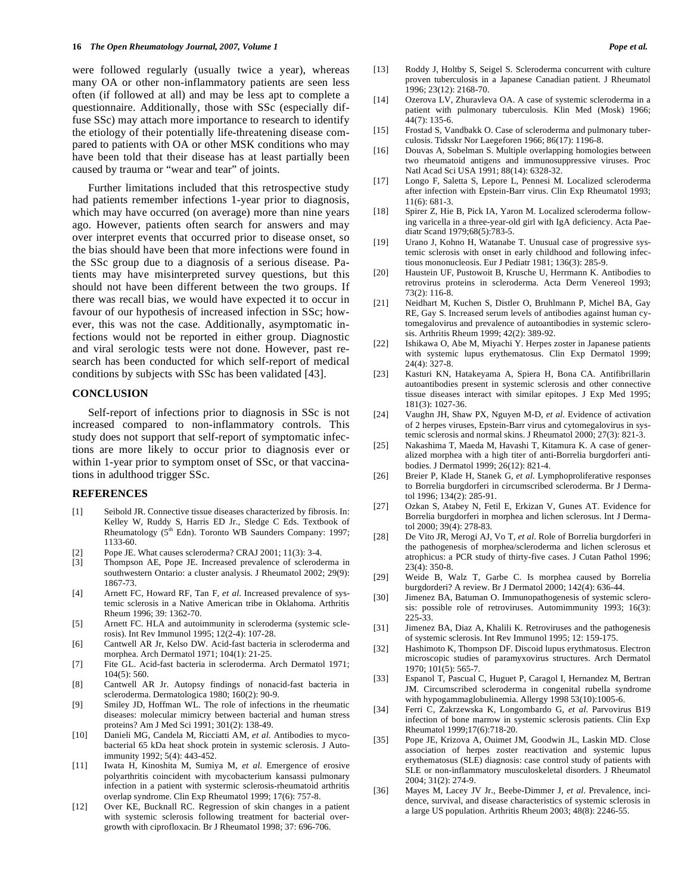were followed regularly (usually twice a year), whereas many OA or other non-inflammatory patients are seen less often (if followed at all) and may be less apt to complete a questionnaire. Additionally, those with SSc (especially diffuse SSc) may attach more importance to research to identify the etiology of their potentially life-threatening disease compared to patients with OA or other MSK conditions who may have been told that their disease has at least partially been caused by trauma or "wear and tear" of joints.

Further limitations included that this retrospective study had patients remember infections 1-year prior to diagnosis, which may have occurred (on average) more than nine years ago. However, patients often search for answers and may over interpret events that occurred prior to disease onset, so the bias should have been that more infections were found in the SSc group due to a diagnosis of a serious disease. Patients may have misinterpreted survey questions, but this should not have been different between the two groups. If there was recall bias, we would have expected it to occur in favour of our hypothesis of increased infection in SSc; however, this was not the case. Additionally, asymptomatic infections would not be reported in either group. Diagnostic and viral serologic tests were not done. However, past research has been conducted for which self-report of medical conditions by subjects with SSc has been validated [43].

## CONCLUSION

Self-report of infections prior to diagnosis in SSc is not increased compared to non-inflammatory controls. This study does not support that self-report of symptomatic infections are more likely to occur prior to diagnosis ever or within 1-year prior to symptom onset of SSc, or that vaccinations in adulthood trigger SSc.

## REFERENCES

[1] Seibold JR. Connective tissue diseases characterized by fibrosis. In: Kelley W, Ruddy S, Harris ED Jr., Sledge C Eds. Textbook of Rheumatology (5th Edn). Toronto WB Saunders Company: 1997; 1133-60.

[2] Pope JE. What causes scleroderma? CRAJ 2001; 11(3): 3-4.

[3] Thompson AE, Pope JE. Increased prevalence of scleroderma in southwestern Ontario: a cluster analysis. J Rheumatol 2002; 29(9): 1867-73.

[4] Arnett FC, Howard RF, Tan F, *et al.* Increased prevalence of systemic sclerosis in a Native American tribe in Oklahoma. Arthritis Rheum 1996; 39: 1362-70.

[5] Arnett FC. HLA and autoimmunity in scleroderma (systemic sclerosis). Int Rev Immunol 1995; 12(2-4): 107-28.

[6] Cantwell AR Jr, Kelso DW. Acid-fast bacteria in scleroderma and morphea. Arch Dermatol 1971; 104(1): 21-25.

[7] Fite GL. Acid-fast bacteria in scleroderma. Arch Dermatol 1971; 104(5): 560.

[8] Cantwell AR Jr. Autopsy findings of nonacid-fast bacteria in scleroderma. Dermatologica 1980; 160(2): 90-9.

[9] Smiley JD, Hoffman WL. The role of infections in the rheumatic diseases: molecular mimicry between bacterial and human stress proteins? Am J Med Sci 1991; 301(2): 138-49.

[10] Danieli MG, Candela M, Ricciatti AM, *et al.* Antibodies to mycobacterial 65 kDa heat shock protein in systemic sclerosis. J Autoimmunity 1992; 5(4): 443-452.

[11] Iwata H, Kinoshita M, Sumiya M, *et al.* Emergence of erosive polyarthritis coincident with mycobacterium kansassi pulmonary infection in a patient with systemic sclerosis-rheumatoid arthritis overlap syndrome. Clin Exp Rheumatol 1999; 17(6): 757-8.

[12] Over KE, Bucknall RC. Regression of skin changes in a patient with systemic sclerosis following treatment for bacterial overgrowth with ciprofloxacin. Br J Rheumatol 1998; 37: 696-706.

[13] Roddy J, Holtby S, Seigel S. Scleroderma concurrent with culture proven tuberculosis in a Japanese Canadian patient. J Rheumatol 1996; 23(12): 2168-70.

[14] Ozerova LV, Zhuravleva OA. A case of systemic scleroderma in a patient with pulmonary tuberculosis. Klin Med (Mosk) 1966; 44(7): 135-6.

[15] Frostad S, Vandbakk O. Case of scleroderma and pulmonary tuberculosis. Tidsskr Nor Laegeforen 1966; 86(17): 1196-8.

[16] Douvas A, Sobelman S. Multiple overlapping homologies between two rheumatoid antigens and immunosuppressive viruses. Proc Natl Acad Sci USA 1991; 88(14): 6328-32.

[17] Longo F, Saletta S, Lepore L, Pennesi M. Localized scleroderma after infection with Epstein-Barr virus. Clin Exp Rheumatol 1993; 11(6): 681-3.

[18] Spirer Z, Hie B, Pick IA, Yaron M. Localized scleroderma following varicella in a three-year-old girl with IgA deficiency. Acta Paediatr Scand 1979;68(5):783-5.

[19] Urano J, Kohno H, Watanabe T. Unusual case of progressive systemic sclerosis with onset in early childhood and following infectious mononucleosis. Eur J Pediatr 1981; 136(3): 285-9.

[20] Haustein UF, Pustowoit B, Krusche U, Herrmann K. Antibodies to retrovirus proteins in scleroderma. Acta Derm Venereol 1993; 73(2): 116-8.

[21] Neidhart M, Kuchen S, Distler O, Bruhlmann P, Michel BA, Gay RE, Gay S. Increased serum levels of antibodies against human cytomegalovirus and prevalence of autoantibodies in systemic sclerosis. Arthritis Rheum 1999; 42(2): 389-92.

[22] Ishikawa O, Abe M, Miyachi Y. Herpes zoster in Japanese patients with systemic lupus erythematosus. Clin Exp Dermatol 1999; 24(4): 327-8.

[23] Kasturi KN, Hatakeyama A, Spiera H, Bona CA. Antifibrillarin autoantibodies present in systemic sclerosis and other connective tissue diseases interact with similar epitopes. J Exp Med 1995; 181(3): 1027-36.

[24] Vaughn JH, Shaw PX, Nguyen M-D, *et al.* Evidence of activation of 2 herpes viruses, Epstein-Barr virus and cytomegalovirus in systemic sclerosis and normal skins. J Rheumatol 2000; 27(3): 821-3.

[25] Nakashima T, Maeda M, Havashi T, Kitamura K. A case of generalized morphea with a high titer of anti-Borrelia burgdorferi antibodies. J Dermatol 1999; 26(12): 821-4.

[26] Breier P, Klade H, Stanek G, *et al.* Lymphoproliferative responses to Borrelia burgdorferi in circumscribed scleroderma. Br J Dermatol 1996; 134(2): 285-91.

[27] Ozkan S, Atabey N, Fetil E, Erkizan V, Gunes AT. Evidence for Borrelia burgdorferi in morphea and lichen sclerosus. Int J Dermatol 2000; 39(4): 278-83.

[28] De Vito JR, Merogi AJ, Vo T, *et al.* Role of Borrelia burgdorferi in the pathogenesis of morphea/scleroderma and lichen sclerosus et atrophicus: a PCR study of thirty-five cases. J Cutan Pathol 1996; 23(4): 350-8.

[29] Weide B, Walz T, Garbe C. Is morphea caused by Borrelia burgdorderi? A review. Br J Dermatol 2000; 142(4): 636-44.

[30] Jimenez BA, Batuman O. Immunopathogenesis of systemic sclerosis: possible role of retroviruses. Automimmunity 1993; 16(3): 225-33.

[31] Jimenez BA, Diaz A, Khalili K. Retroviruses and the pathogenesis of systemic sclerosis. Int Rev Immunol 1995; 12: 159-175.

[32] Hashimoto K, Thompson DF. Discoid lupus erythmatosus. Electron microscopic studies of paramyxovirus structures. Arch Dermatol 1970; 101(5): 565-7.

[33] Espanol T, Pascual C, Huguet P, Caragol I, Hernandez M, Bertran JM. Circumscribed scleroderma in congenital rubella syndrome with hypogammaglobulinemia. Allergy 1998 53(10):1005-6.

[34] Ferri C, Zakrzewska K, Longombardo G, *et al.* Parvovirus B19 infection of bone marrow in systemic sclerosis patients. Clin Exp Rheumatol 1999;17(6):718-20.

[35] Pope JE, Krizova A, Ouimet JM, Goodwin JL, Laskin MD. Close association of herpes zoster reactivation and systemic lupus erythematosus (SLE) diagnosis: case control study of patients with SLE or non-inflammatory musculoskeletal disorders. J Rheumatol 2004; 31(2): 274-9.

[36] Mayes M, Lacey JV Jr., Beebe-Dimmer J, *et al.* Prevalence, incidence, survival, and disease characteristics of systemic sclerosis in a large US population. Arthritis Rheum 2003; 48(8): 2246-55.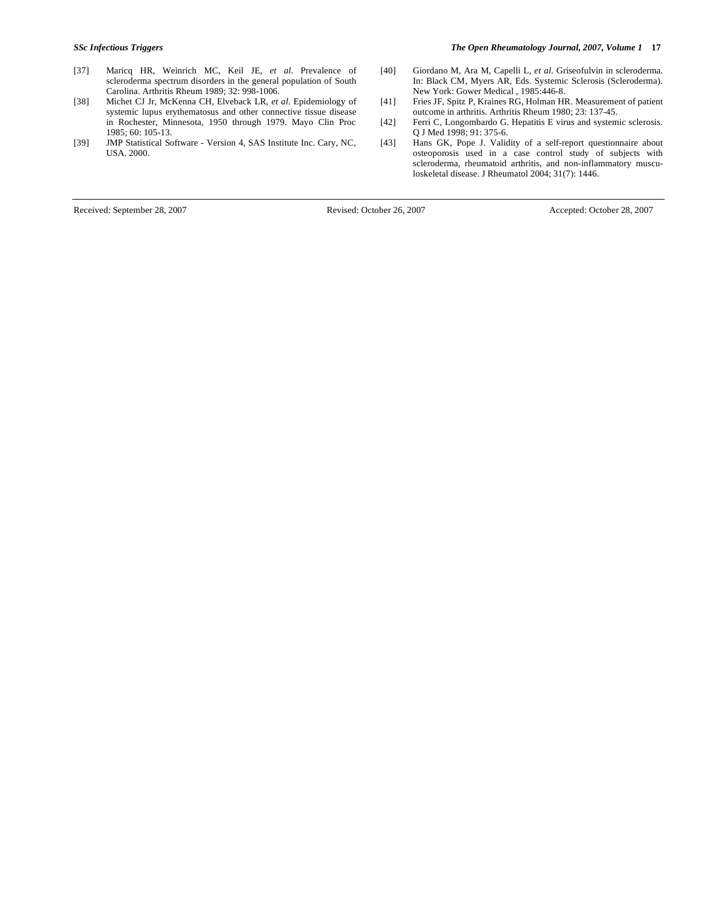[37] Maricq HR, Weinrich MC, Keil JE, *et al*. Prevalence of scleroderma spectrum disorders in the general population of South Carolina. Arthritis Rheum 1989; 32: 998-1006.

[38] Michet CJ Jr, McKenna CH, Elveback LR, *et al*. Epidemiology of systemic lupus erythematosus and other connective tissue disease in Rochester, Minnesota, 1950 through 1979. Mayo Clin Proc 1985; 60: 105-13.

[39] JMP Statistical Software - Version 4, SAS Institute Inc. Cary, NC, USA. 2000.

[40] Giordano M, Ara M, Capelli L, *et al*. Griseofulvin in scleroderma. In: Black CM, Myers AR, Eds. Systemic Sclerosis (Scleroderma). New York: Gower Medical , 1985:446-8.

[41] Fries JF, Spitz P, Kraines RG, Holman HR. Measurement of patient outcome in arthritis. Arthritis Rheum 1980; 23: 137-45.

[42] Ferri C, Longombardo G. Hepatitis E virus and systemic sclerosis. Q J Med 1998; 91: 375-6.

[43] Hans GK, Pope J. Validity of a self-report questionnaire about osteoporosis used in a case control study of subjects with scleroderma, rheumatoid arthritis, and non-inflammatory musculoskeletal disease. J Rheumatol 2004; 31(7): 1446.

Received: September 28, 2007 Revised: October 26, 2007 Accepted: October 28, 2007